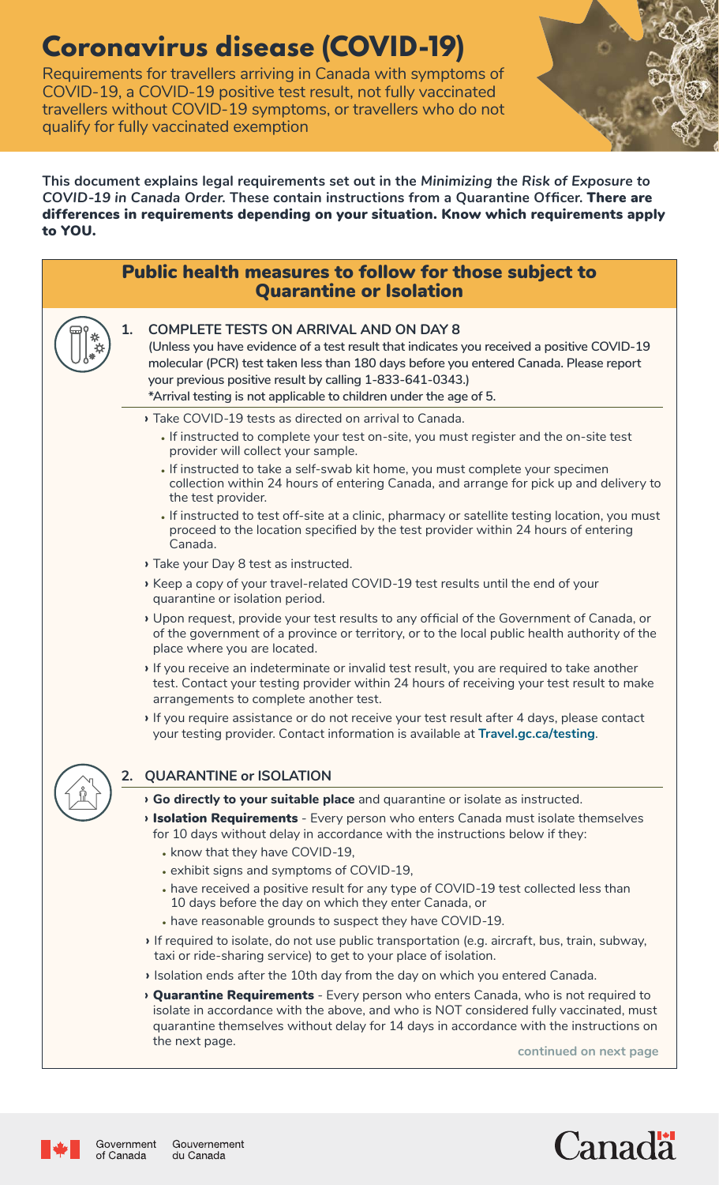# Coronavirus disease (COVID-19)

Requirements for travellers arriving in Canada with symptoms of COVID-19, a COVID-19 positive test result, not fully vaccinated travellers without COVID-19 symptoms, or travellers who do not qualify for fully vaccinated exemption

**This document explains legal requirements set out in the *Minimizing the Risk of Exposure to COVID-19 in Canada Order*. These contain instructions from a Quarantine Officer. There are differences in requirements depending on your situation. Know which requirements apply to YOU.**

## Public health measures to follow for those subject to Quarantine or Isolation

### 1. COMPLETE TESTS ON ARRIVAL AND ON DAY 8

**(Unless you have evidence of a test result that indicates you received a positive COVID-19 molecular (PCR) test taken less than 180 days before you entered Canada. Please report your previous positive result by calling 1-833-641-0343.)**

**\*Arrival testing is not applicable to children under the age of 5.**

- Take COVID-19 tests as directed on arrival to Canada.
  - If instructed to complete your test on-site, you must register and the on-site test provider will collect your sample.
  - If instructed to take a self-swab kit home, you must complete your specimen collection within 24 hours of entering Canada, and arrange for pick up and delivery to the test provider.
  - If instructed to test off-site at a clinic, pharmacy or satellite testing location, you must proceed to the location specified by the test provider within 24 hours of entering Canada.
- Take your Day 8 test as instructed.
- Keep a copy of your travel-related COVID-19 test results until the end of your quarantine or isolation period.
- Upon request, provide your test results to any official of the Government of Canada, or of the government of a province or territory, or to the local public health authority of the place where you are located.
- If you receive an indeterminate or invalid test result, you are required to take another test. Contact your testing provider within 24 hours of receiving your test result to make arrangements to complete another test.
- If you require assistance or do not receive your test result after 4 days, please contact your testing provider. Contact information is available at **Travel.gc.ca/testing**.

### 2. QUARANTINE or ISOLATION

- **Go directly to your suitable place** and quarantine or isolate as instructed.
- **Isolation Requirements** - Every person who enters Canada must isolate themselves for 10 days without delay in accordance with the instructions below if they:
  - know that they have COVID-19,
  - exhibit signs and symptoms of COVID-19,
  - have received a positive result for any type of COVID-19 test collected less than 10 days before the day on which they enter Canada, or
  - have reasonable grounds to suspect they have COVID-19.
- If required to isolate, do not use public transportation (e.g. aircraft, bus, train, subway, taxi or ride-sharing service) to get to your place of isolation.
- Isolation ends after the 10th day from the day on which you entered Canada.
- **Quarantine Requirements** - Every person who enters Canada, who is not required to isolate in accordance with the above, and who is NOT considered fully vaccinated, must quarantine themselves without delay for 14 days in accordance with the instructions on the next page.

continued on next page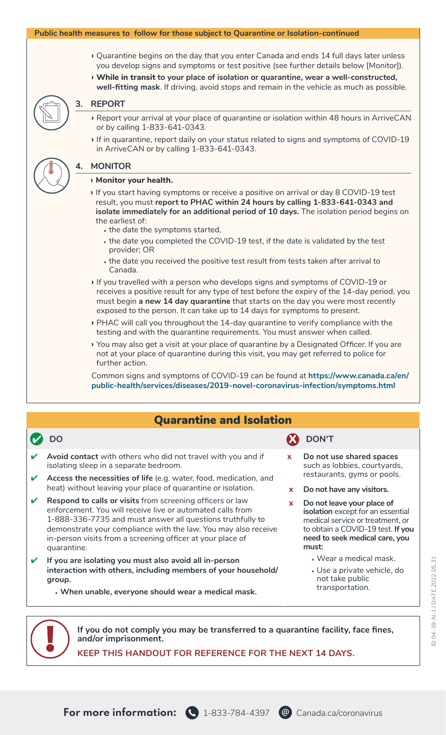## Public health measures to follow for those subject to Quarantine or Isolation-continued

- Quarantine begins on the day that you enter Canada and ends 14 full days later unless you develop signs and symptoms or test positive (see further details below [Monitor]).
- **While in transit to your place of isolation or quarantine, wear a well-constructed, well-fitting mask**. If driving, avoid stops and remain in the vehicle as much as possible.

### 3. REPORT

- Report your arrival at your place of quarantine or isolation within 48 hours in ArriveCAN or by calling 1-833-641-0343.
- If in quarantine, report daily on your status related to signs and symptoms of COVID-19 in ArriveCAN or by calling 1-833-641-0343.

### 4. MONITOR

- **Monitor your health.**
- If you start having symptoms or receive a positive on arrival or day 8 COVID-19 test result, you must **report to PHAC within 24 hours by calling 1-833-641-0343 and isolate immediately for an additional period of 10 days.** The isolation period begins on the earliest of:
  - the date the symptoms started,
  - the date you completed the COVID-19 test, if the date is validated by the test provider; OR
  - the date you received the positive test result from tests taken after arrival to Canada.
- If you travelled with a person who develops signs and symptoms of COVID-19 or receives a positive result for any type of test before the expiry of the 14-day period, you must begin **a new 14 day quarantine** that starts on the day you were most recently exposed to the person. It can take up to 14 days for symptoms to present.
- PHAC will call you throughout the 14-day quarantine to verify compliance with the testing and with the quarantine requirements. You must answer when called.
- You may also get a visit at your place of quarantine by a Designated Officer. If you are not at your place of quarantine during this visit, you may get referred to police for further action.

Common signs and symptoms of COVID-19 can be found at **https://www.canada.ca/en/public-health/services/diseases/2019-novel-coronavirus-infection/symptoms.html**

## Quarantine and Isolation

### DO

- ✔ **Avoid contact** with others who did not travel with you and if isolating sleep in a separate bedroom.
- ✔ **Access the necessities of life** (e.g. water, food, medication, and heat) without leaving your place of quarantine or isolation.
- ✔ **Respond to calls or visits** from screening officers or law enforcement. You will receive live or automated calls from 1-888-336-7735 and must answer all questions truthfully to demonstrate your compliance with the law. You may also receive in-person visits from a screening officer at your place of quarantine.
- ✔ **If you are isolating you must also avoid all in-person interaction with others, including members of your household/group.**
  - **When unable, everyone should wear a medical mask.**

### DON'T

- x **Do not use shared spaces** such as lobbies, courtyards, restaurants, gyms or pools.
- x **Do not have any visitors.**
- x **Do not leave your place of isolation** except for an essential medical service or treatment, or to obtain a COVID-19 test. **If you need to seek medical care, you must:**
  - Wear a medical mask.
  - Use a private vehicle, do not take public transportation.

**If you do not comply you may be transferred to a quarantine facility, face fines, and/or imprisonment.**

**KEEP THIS HANDOUT FOR REFERENCE FOR THE NEXT 14 DAYS.**

ID 04-38-N-1 / DATE 2022.05.31

**For more information:** 1-833-784-4397 Canada.ca/coronavirus